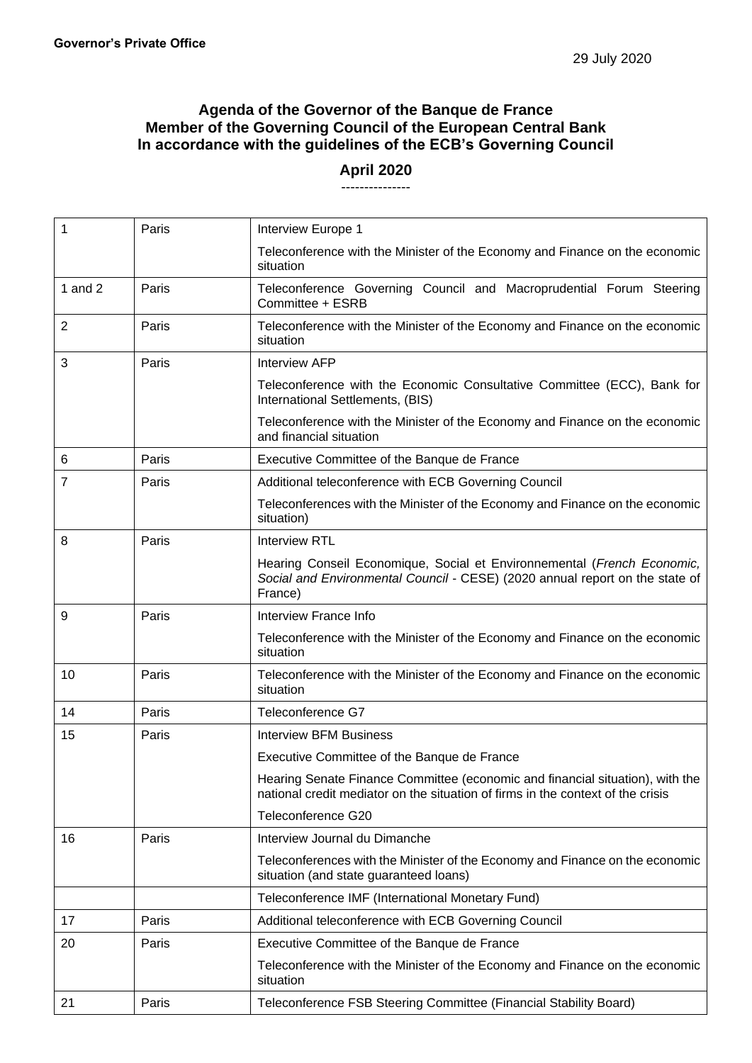**Governor's Private Office**

29 July 2020

## Agenda of the Governor of the Banque de France
## Member of the Governing Council of the European Central Bank
## In accordance with the guidelines of the ECB's Governing Council

## April 2020

---------------

| | | |
|---|---|---|
| 1 | Paris | Interview Europe 1 |
| | | Teleconference with the Minister of the Economy and Finance on the economic situation |
| 1 and 2 | Paris | Teleconference Governing Council and Macroprudential Forum Steering Committee + ESRB |
| 2 | Paris | Teleconference with the Minister of the Economy and Finance on the economic situation |
| 3 | Paris | Interview AFP |
| | | Teleconference with the Economic Consultative Committee (ECC), Bank for International Settlements, (BIS) |
| | | Teleconference with the Minister of the Economy and Finance on the economic and financial situation |
| 6 | Paris | Executive Committee of the Banque de France |
| 7 | Paris | Additional teleconference with ECB Governing Council |
| | | Teleconferences with the Minister of the Economy and Finance on the economic situation) |
| 8 | Paris | Interview RTL |
| | | Hearing Conseil Economique, Social et Environnemental (*French Economic, Social and Environmental Council* - CESE) (2020 annual report on the state of France) |
| 9 | Paris | Interview France Info |
| | | Teleconference with the Minister of the Economy and Finance on the economic situation |
| 10 | Paris | Teleconference with the Minister of the Economy and Finance on the economic situation |
| 14 | Paris | Teleconference G7 |
| 15 | Paris | Interview BFM Business |
| | | Executive Committee of the Banque de France |
| | | Hearing Senate Finance Committee (economic and financial situation), with the national credit mediator on the situation of firms in the context of the crisis |
| | | Teleconference G20 |
| 16 | Paris | Interview Journal du Dimanche |
| | | Teleconferences with the Minister of the Economy and Finance on the economic situation (and state guaranteed loans) |
| | | Teleconference IMF (International Monetary Fund) |
| 17 | Paris | Additional teleconference with ECB Governing Council |
| 20 | Paris | Executive Committee of the Banque de France |
| | | Teleconference with the Minister of the Economy and Finance on the economic situation |
| 21 | Paris | Teleconference FSB Steering Committee (Financial Stability Board) |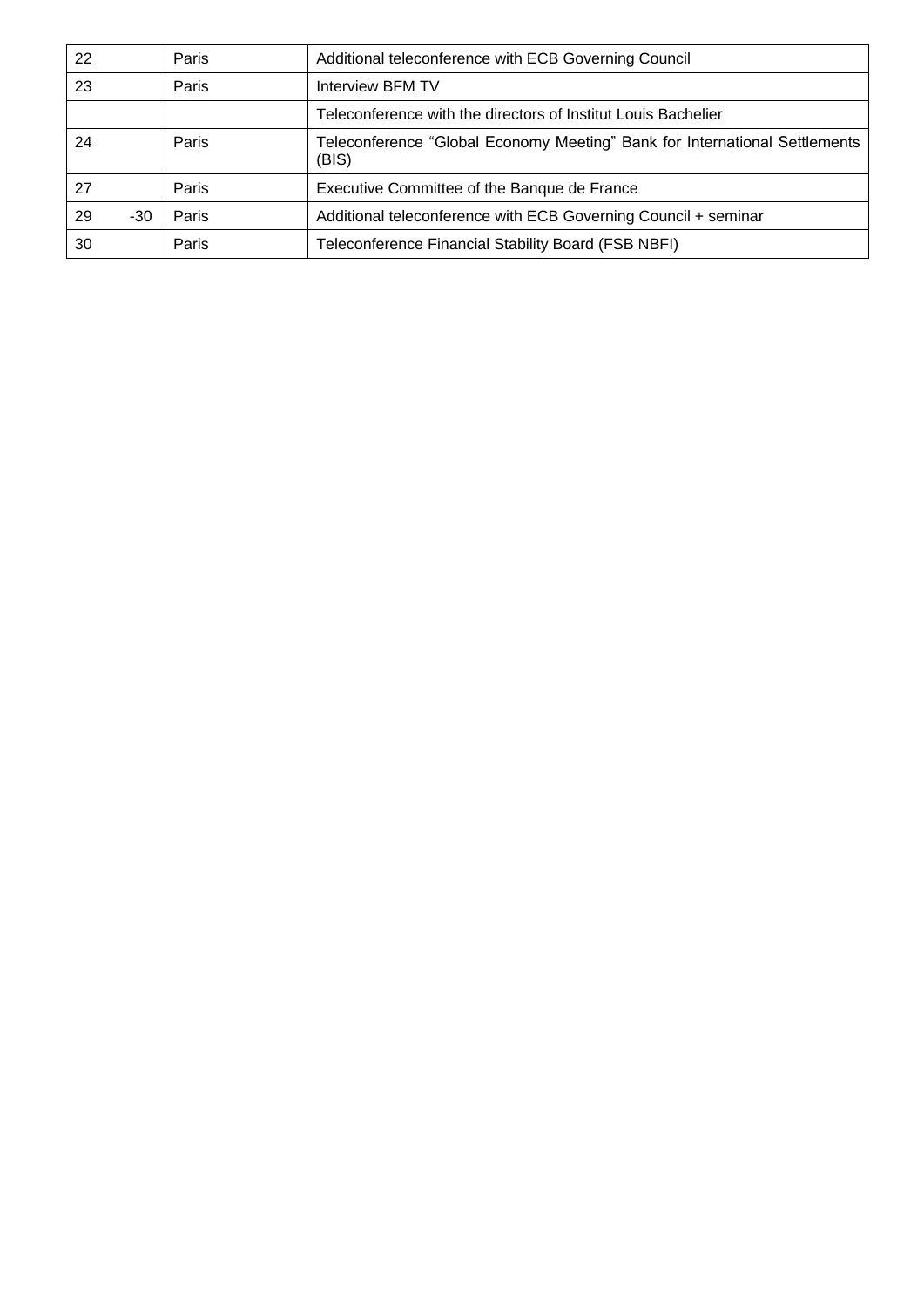| | | |
|---|---|---|
| 22 | Paris | Additional teleconference with ECB Governing Council |
| 23 | Paris | Interview BFM TV |
| | | Teleconference with the directors of Institut Louis Bachelier |
| 24 | Paris | Teleconference “Global Economy Meeting” Bank for International Settlements (BIS) |
| 27 | Paris | Executive Committee of the Banque de France |
| 29 -30 | Paris | Additional teleconference with ECB Governing Council + seminar |
| 30 | Paris | Teleconference Financial Stability Board (FSB NBFI) |